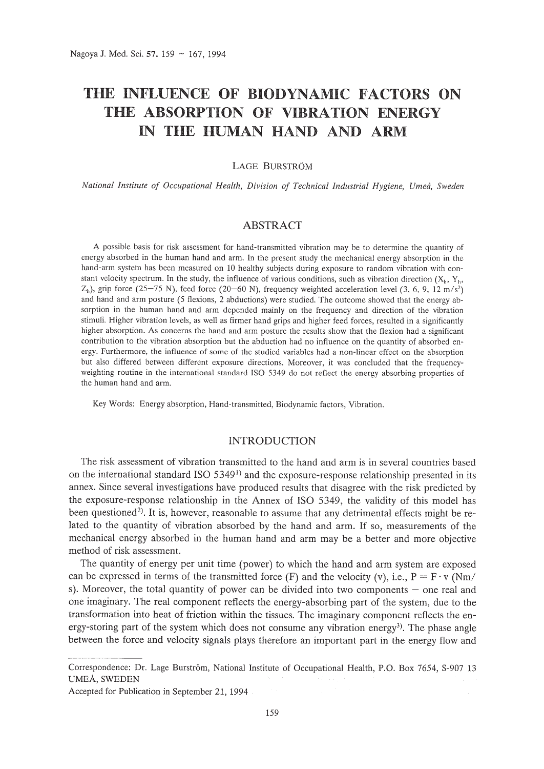# THE INFLUENCE OF BIODYNAMIC FACTORS ON THE ABSORPTION OF VIBRATION ENERGY IN THE HUMAN HAND AND ARM

LAGE BURSTRÖM

*National Institute of Occupational Health, Division of Technical Industrial Hygiene, Umeå, Sweden*

## ABSTRACT

A possible basis for risk assessment for hand-transmitted vibration may be to determine the quantity of energy absorbed in the human hand and arm. In the present study the mechanical energy absorption in the hand-arm system has been measured on 10 healthy subjects during exposure to random vibration with constant velocity spectrum. In the study, the influence of various conditions, such as vibration direction ($X_h$, $Y_h$, $Z_h$), grip force (25–75 N), feed force (20–60 N), frequency weighted acceleration level (3, 6, 9, 12 $m/s^2$) and hand and arm posture (5 flexions, 2 abductions) were studied. The outcome showed that the energy absorption in the human hand and arm depended mainly on the frequency and direction of the vibration stimuli. Higher vibration levels, as well as firmer hand grips and higher feed forces, resulted in a significantly higher absorption. As concerns the hand and arm posture the results show that the flexion had a significant contribution to the vibration absorption but the abduction had no influence on the quantity of absorbed energy. Furthermore, the influence of some of the studied variables had a non-linear effect on the absorption but also differed between different exposure directions. Moreover, it was concluded that the frequency-weighting routine in the international standard ISO 5349 do not reflect the energy absorbing properties of the human hand and arm.

Key Words: Energy absorption, Hand-transmitted, Biodynamic factors, Vibration.

## INTRODUCTION

The risk assessment of vibration transmitted to the hand and arm is in several countries based on the international standard ISO 5349[1] and the exposure-response relationship presented in its annex. Since several investigations have produced results that disagree with the risk predicted by the exposure-response relationship in the Annex of ISO 5349, the validity of this model has been questioned[2]. It is, however, reasonable to assume that any detrimental effects might be related to the quantity of vibration absorbed by the hand and arm. If so, measurements of the mechanical energy absorbed in the human hand and arm may be a better and more objective method of risk assessment.

The quantity of energy per unit time (power) to which the hand and arm system are exposed can be expressed in terms of the transmitted force (F) and the velocity (v), i.e., $P = F \cdot v$ (Nm/s). Moreover, the total quantity of power can be divided into two components – one real and one imaginary. The real component reflects the energy-absorbing part of the system, due to the transformation into heat of friction within the tissues. The imaginary component reflects the energy-storing part of the system which does not consume any vibration energy[3]. The phase angle between the force and velocity signals plays therefore an important part in the energy flow and

---

Correspondence: Dr. Lage Burström, National Institute of Occupational Health, P.O. Box 7654, S-907 13 UMEÅ, SWEDEN

Accepted for Publication in September 21, 1994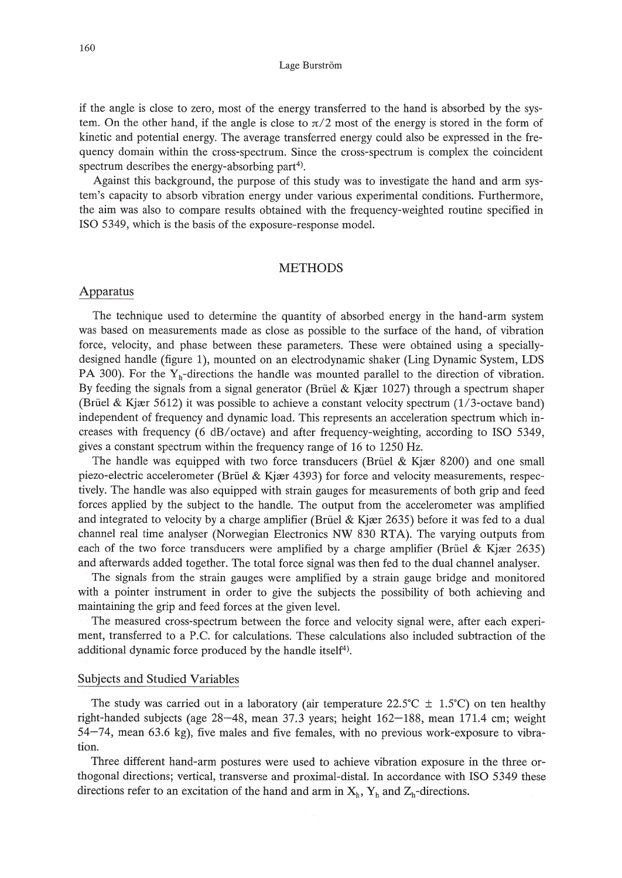if the angle is close to zero, most of the energy transferred to the hand is absorbed by the system. On the other hand, if the angle is close to $\pi/2$ most of the energy is stored in the form of kinetic and potential energy. The average transferred energy could also be expressed in the frequency domain within the cross-spectrum. Since the cross-spectrum is complex the coincident spectrum describes the energy-absorbing part[4].

Against this background, the purpose of this study was to investigate the hand and arm system's capacity to absorb vibration energy under various experimental conditions. Furthermore, the aim was also to compare results obtained with the frequency-weighted routine specified in ISO 5349, which is the basis of the exposure-response model.

## METHODS

### Apparatus

The technique used to determine the quantity of absorbed energy in the hand-arm system was based on measurements made as close as possible to the surface of the hand, of vibration force, velocity, and phase between these parameters. These were obtained using a specially-designed handle (figure 1), mounted on an electrodynamic shaker (Ling Dynamic System, LDS PA 300). For the $Y_h$-directions the handle was mounted parallel to the direction of vibration. By feeding the signals from a signal generator (Brüel & Kjær 1027) through a spectrum shaper (Brüel & Kjær 5612) it was possible to achieve a constant velocity spectrum (1/3-octave band) independent of frequency and dynamic load. This represents an acceleration spectrum which increases with frequency (6 dB/octave) and after frequency-weighting, according to ISO 5349, gives a constant spectrum within the frequency range of 16 to 1250 Hz.

The handle was equipped with two force transducers (Brüel & Kjær 8200) and one small piezo-electric accelerometer (Brüel & Kjær 4393) for force and velocity measurements, respectively. The handle was also equipped with strain gauges for measurements of both grip and feed forces applied by the subject to the handle. The output from the accelerometer was amplified and integrated to velocity by a charge amplifier (Brüel & Kjær 2635) before it was fed to a dual channel real time analyser (Norwegian Electronics NW 830 RTA). The varying outputs from each of the two force transducers were amplified by a charge amplifier (Brüel & Kjær 2635) and afterwards added together. The total force signal was then fed to the dual channel analyser.

The signals from the strain gauges were amplified by a strain gauge bridge and monitored with a pointer instrument in order to give the subjects the possibility of both achieving and maintaining the grip and feed forces at the given level.

The measured cross-spectrum between the force and velocity signal were, after each experiment, transferred to a P.C. for calculations. These calculations also included subtraction of the additional dynamic force produced by the handle itself[4].

### Subjects and Studied Variables

The study was carried out in a laboratory (air temperature 22.5°C ± 1.5°C) on ten healthy right-handed subjects (age 28–48, mean 37.3 years; height 162–188, mean 171.4 cm; weight 54–74, mean 63.6 kg), five males and five females, with no previous work-exposure to vibration.

Three different hand-arm postures were used to achieve vibration exposure in the three orthogonal directions; vertical, transverse and proximal-distal. In accordance with ISO 5349 these directions refer to an excitation of the hand and arm in $X_h$, $Y_h$ and $Z_h$-directions.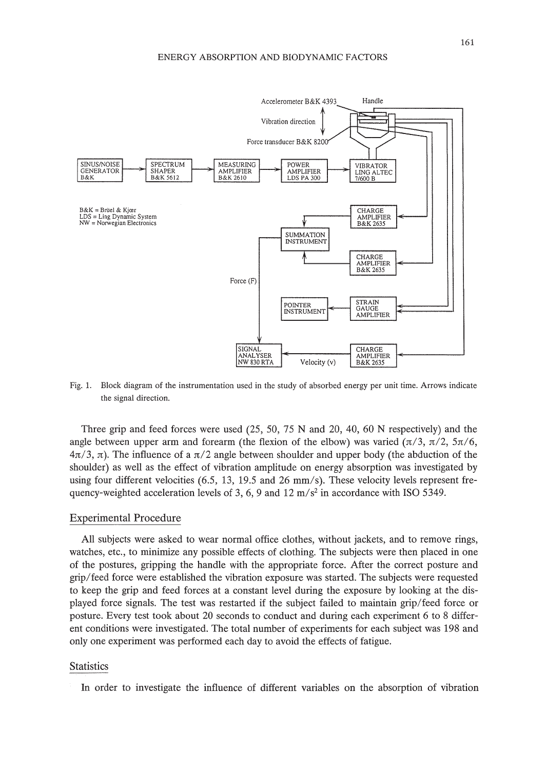Fig. 1. Block diagram of the instrumentation used in the study of absorbed energy per unit time. Arrows indicate the signal direction.

Three grip and feed forces were used (25, 50, 75 N and 20, 40, 60 N respectively) and the angle between upper arm and forearm (the flexion of the elbow) was varied ($\pi/3$, $\pi/2$, $5\pi/6$, $4\pi/3$, $\pi$). The influence of a $\pi/2$ angle between shoulder and upper body (the abduction of the shoulder) as well as the effect of vibration amplitude on energy absorption was investigated by using four different velocities (6.5, 13, 19.5 and 26 mm/s). These velocity levels represent frequency-weighted acceleration levels of 3, 6, 9 and 12 $m/s^2$ in accordance with ISO 5349.

## Experimental Procedure

All subjects were asked to wear normal office clothes, without jackets, and to remove rings, watches, etc., to minimize any possible effects of clothing. The subjects were then placed in one of the postures, gripping the handle with the appropriate force. After the correct posture and grip/feed force were established the vibration exposure was started. The subjects were requested to keep the grip and feed forces at a constant level during the exposure by looking at the displayed force signals. The test was restarted if the subject failed to maintain grip/feed force or posture. Every test took about 20 seconds to conduct and during each experiment 6 to 8 different conditions were investigated. The total number of experiments for each subject was 198 and only one experiment was performed each day to avoid the effects of fatigue.

## Statistics

In order to investigate the influence of different variables on the absorption of vibration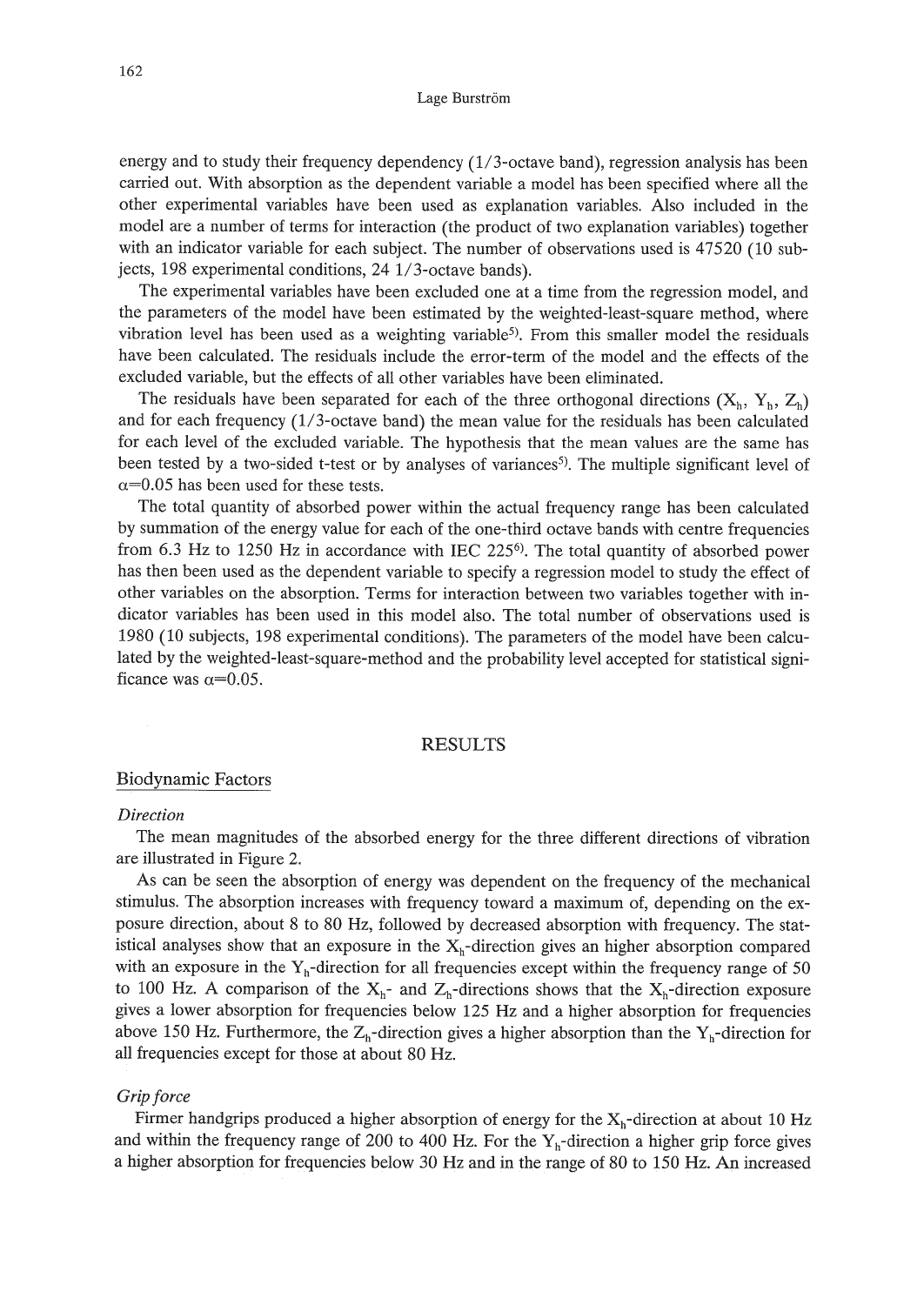energy and to study their frequency dependency (1/3-octave band), regression analysis has been carried out. With absorption as the dependent variable a model has been specified where all the other experimental variables have been used as explanation variables. Also included in the model are a number of terms for interaction (the product of two explanation variables) together with an indicator variable for each subject. The number of observations used is 47520 (10 subjects, 198 experimental conditions, 24 1/3-octave bands).

The experimental variables have been excluded one at a time from the regression model, and the parameters of the model have been estimated by the weighted-least-square method, where vibration level has been used as a weighting variable[5]. From this smaller model the residuals have been calculated. The residuals include the error-term of the model and the effects of the excluded variable, but the effects of all other variables have been eliminated.

The residuals have been separated for each of the three orthogonal directions ($X_h$, $Y_h$, $Z_h$) and for each frequency (1/3-octave band) the mean value for the residuals has been calculated for each level of the excluded variable. The hypothesis that the mean values are the same has been tested by a two-sided t-test or by analyses of variances[5]. The multiple significant level of $\alpha$=0.05 has been used for these tests.

The total quantity of absorbed power within the actual frequency range has been calculated by summation of the energy value for each of the one-third octave bands with centre frequencies from 6.3 Hz to 1250 Hz in accordance with IEC 225[6]. The total quantity of absorbed power has then been used as the dependent variable to specify a regression model to study the effect of other variables on the absorption. Terms for interaction between two variables together with indicator variables has been used in this model also. The total number of observations used is 1980 (10 subjects, 198 experimental conditions). The parameters of the model have been calculated by the weighted-least-square-method and the probability level accepted for statistical significance was $\alpha$=0.05.

## RESULTS

### Biodynamic Factors

*Direction*

The mean magnitudes of the absorbed energy for the three different directions of vibration are illustrated in Figure 2.

As can be seen the absorption of energy was dependent on the frequency of the mechanical stimulus. The absorption increases with frequency toward a maximum of, depending on the exposure direction, about 8 to 80 Hz, followed by decreased absorption with frequency. The statistical analyses show that an exposure in the $X_h$-direction gives an higher absorption compared with an exposure in the $Y_h$-direction for all frequencies except within the frequency range of 50 to 100 Hz. A comparison of the $X_h$- and $Z_h$-directions shows that the $X_h$-direction exposure gives a lower absorption for frequencies below 125 Hz and a higher absorption for frequencies above 150 Hz. Furthermore, the $Z_h$-direction gives a higher absorption than the $Y_h$-direction for all frequencies except for those at about 80 Hz.

*Grip force*

Firmer handgrips produced a higher absorption of energy for the $X_h$-direction at about 10 Hz and within the frequency range of 200 to 400 Hz. For the $Y_h$-direction a higher grip force gives a higher absorption for frequencies below 30 Hz and in the range of 80 to 150 Hz. An increased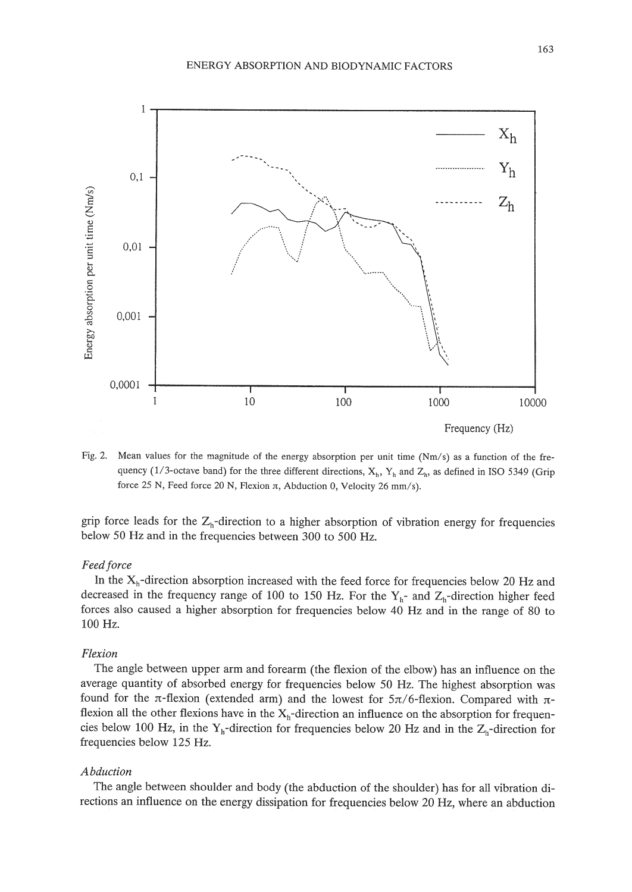Fig. 2. Mean values for the magnitude of the energy absorption per unit time (Nm/s) as a function of the frequency (1/3-octave band) for the three different directions, $X_h$, $Y_h$ and $Z_h$, as defined in ISO 5349 (Grip force 25 N, Feed force 20 N, Flexion $\pi$, Abduction 0, Velocity 26 mm/s).

grip force leads for the $Z_h$-direction to a higher absorption of vibration energy for frequencies below 50 Hz and in the frequencies between 300 to 500 Hz.

*Feed force*

In the $X_h$-direction absorption increased with the feed force for frequencies below 20 Hz and decreased in the frequency range of 100 to 150 Hz. For the $Y_h$- and $Z_h$-direction higher feed forces also caused a higher absorption for frequencies below 40 Hz and in the range of 80 to 100 Hz.

*Flexion*

The angle between upper arm and forearm (the flexion of the elbow) has an influence on the average quantity of absorbed energy for frequencies below 50 Hz. The highest absorption was found for the $\pi$-flexion (extended arm) and the lowest for $5\pi/6$-flexion. Compared with $\pi$-flexion all the other flexions have in the $X_h$-direction an influence on the absorption for frequencies below 100 Hz, in the $Y_h$-direction for frequencies below 20 Hz and in the $Z_h$-direction for frequencies below 125 Hz.

*Abduction*

The angle between shoulder and body (the abduction of the shoulder) has for all vibration directions an influence on the energy dissipation for frequencies below 20 Hz, where an abduction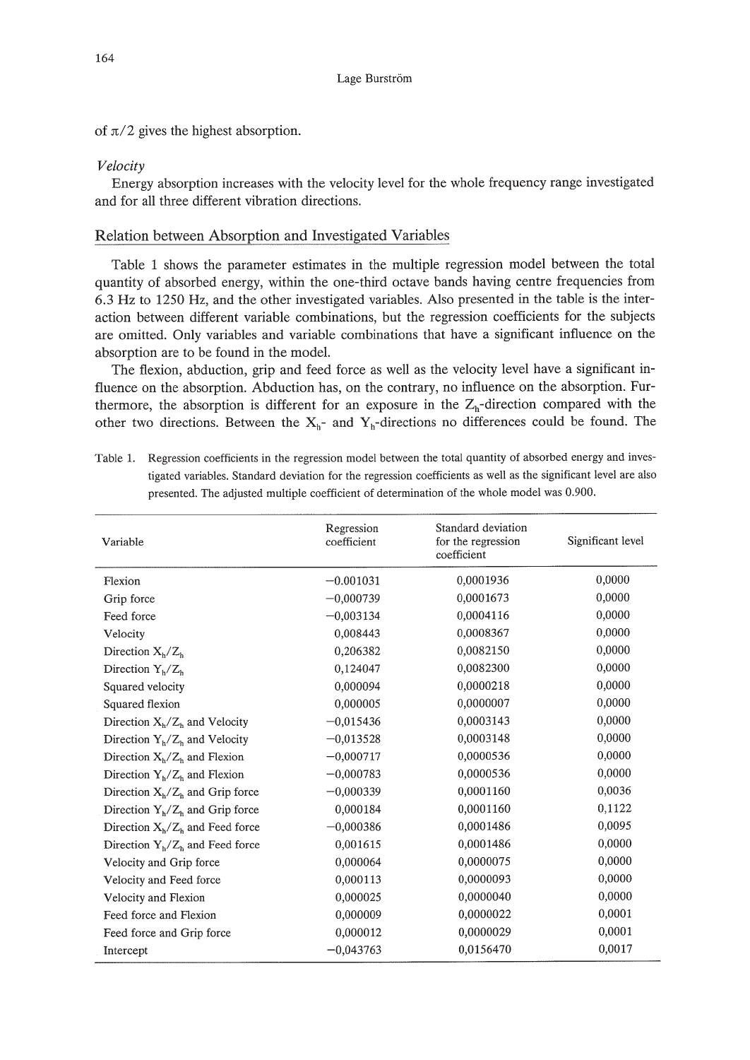of $\pi/2$ gives the highest absorption.

*Velocity*

Energy absorption increases with the velocity level for the whole frequency range investigated and for all three different vibration directions.

## Relation between Absorption and Investigated Variables

Table 1 shows the parameter estimates in the multiple regression model between the total quantity of absorbed energy, within the one-third octave bands having centre frequencies from 6.3 Hz to 1250 Hz, and the other investigated variables. Also presented in the table is the interaction between different variable combinations, but the regression coefficients for the subjects are omitted. Only variables and variable combinations that have a significant influence on the absorption are to be found in the model.

The flexion, abduction, grip and feed force as well as the velocity level have a significant influence on the absorption. Abduction has, on the contrary, no influence on the absorption. Furthermore, the absorption is different for an exposure in the $Z_h$-direction compared with the other two directions. Between the $X_h$- and $Y_h$-directions no differences could be found. The

Table 1. Regression coefficients in the regression model between the total quantity of absorbed energy and investigated variables. Standard deviation for the regression coefficients as well as the significant level are also presented. The adjusted multiple coefficient of determination of the whole model was 0.900.

| Variable | Regression coefficient | Standard deviation for the regression coefficient | Significant level |
|---|---|---|---|
| Flexion | −0.001031 | 0,0001936 | 0,0000 |
| Grip force | −0,000739 | 0,0001673 | 0,0000 |
| Feed force | −0,003134 | 0,0004116 | 0,0000 |
| Velocity | 0,008443 | 0,0008367 | 0,0000 |
| Direction $X_h/Z_h$ | 0,206382 | 0,0082150 | 0,0000 |
| Direction $Y_h/Z_h$ | 0,124047 | 0,0082300 | 0,0000 |
| Squared velocity | 0,000094 | 0,0000218 | 0,0000 |
| Squared flexion | 0,000005 | 0,0000007 | 0,0000 |
| Direction $X_h/Z_h$ and Velocity | −0,015436 | 0,0003143 | 0,0000 |
| Direction $Y_h/Z_h$ and Velocity | −0,013528 | 0,0003148 | 0,0000 |
| Direction $X_h/Z_h$ and Flexion | −0,000717 | 0,0000536 | 0,0000 |
| Direction $Y_h/Z_h$ and Flexion | −0,000783 | 0,0000536 | 0,0000 |
| Direction $X_h/Z_h$ and Grip force | −0,000339 | 0,0001160 | 0,0036 |
| Direction $Y_h/Z_h$ and Grip force | 0,000184 | 0,0001160 | 0,1122 |
| Direction $X_h/Z_h$ and Feed force | −0,000386 | 0,0001486 | 0,0095 |
| Direction $Y_h/Z_h$ and Feed force | 0,001615 | 0,0001486 | 0,0000 |
| Velocity and Grip force | 0,000064 | 0,0000075 | 0,0000 |
| Velocity and Feed force | 0,000113 | 0,0000093 | 0,0000 |
| Velocity and Flexion | 0,000025 | 0,0000040 | 0,0000 |
| Feed force and Flexion | 0,000009 | 0,0000022 | 0,0001 |
| Feed force and Grip force | 0,000012 | 0,0000029 | 0,0001 |
| Intercept | −0,043763 | 0,0156470 | 0,0017 |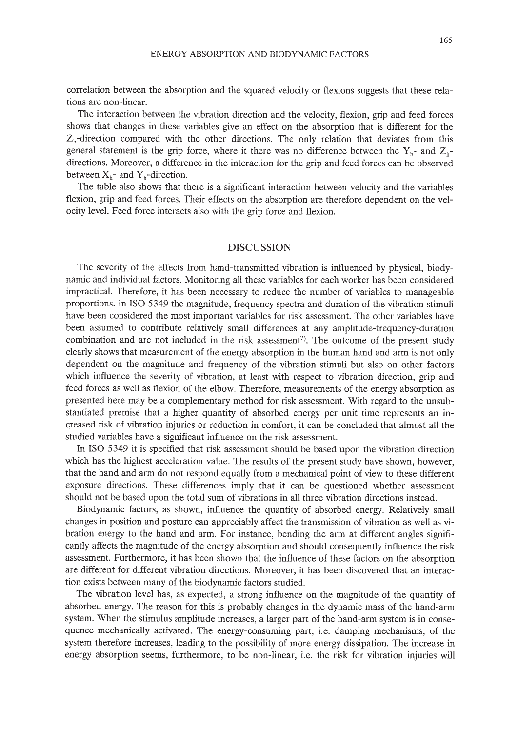correlation between the absorption and the squared velocity or flexions suggests that these relations are non-linear.

The interaction between the vibration direction and the velocity, flexion, grip and feed forces shows that changes in these variables give an effect on the absorption that is different for the $Z_h$-direction compared with the other directions. The only relation that deviates from this general statement is the grip force, where it there was no difference between the $Y_h$- and $Z_h$-directions. Moreover, a difference in the interaction for the grip and feed forces can be observed between $X_h$- and $Y_h$-direction.

The table also shows that there is a significant interaction between velocity and the variables flexion, grip and feed forces. Their effects on the absorption are therefore dependent on the velocity level. Feed force interacts also with the grip force and flexion.

## DISCUSSION

The severity of the effects from hand-transmitted vibration is influenced by physical, biodynamic and individual factors. Monitoring all these variables for each worker has been considered impractical. Therefore, it has been necessary to reduce the number of variables to manageable proportions. In ISO 5349 the magnitude, frequency spectra and duration of the vibration stimuli have been considered the most important variables for risk assessment. The other variables have been assumed to contribute relatively small differences at any amplitude-frequency-duration combination and are not included in the risk assessment[7]. The outcome of the present study clearly shows that measurement of the energy absorption in the human hand and arm is not only dependent on the magnitude and frequency of the vibration stimuli but also on other factors which influence the severity of vibration, at least with respect to vibration direction, grip and feed forces as well as flexion of the elbow. Therefore, measurements of the energy absorption as presented here may be a complementary method for risk assessment. With regard to the unsubstantiated premise that a higher quantity of absorbed energy per unit time represents an increased risk of vibration injuries or reduction in comfort, it can be concluded that almost all the studied variables have a significant influence on the risk assessment.

In ISO 5349 it is specified that risk assessment should be based upon the vibration direction which has the highest acceleration value. The results of the present study have shown, however, that the hand and arm do not respond equally from a mechanical point of view to these different exposure directions. These differences imply that it can be questioned whether assessment should not be based upon the total sum of vibrations in all three vibration directions instead.

Biodynamic factors, as shown, influence the quantity of absorbed energy. Relatively small changes in position and posture can appreciably affect the transmission of vibration as well as vibration energy to the hand and arm. For instance, bending the arm at different angles significantly affects the magnitude of the energy absorption and should consequently influence the risk assessment. Furthermore, it has been shown that the influence of these factors on the absorption are different for different vibration directions. Moreover, it has been discovered that an interaction exists between many of the biodynamic factors studied.

The vibration level has, as expected, a strong influence on the magnitude of the quantity of absorbed energy. The reason for this is probably changes in the dynamic mass of the hand-arm system. When the stimulus amplitude increases, a larger part of the hand-arm system is in consequence mechanically activated. The energy-consuming part, i.e. damping mechanisms, of the system therefore increases, leading to the possibility of more energy dissipation. The increase in energy absorption seems, furthermore, to be non-linear, i.e. the risk for vibration injuries will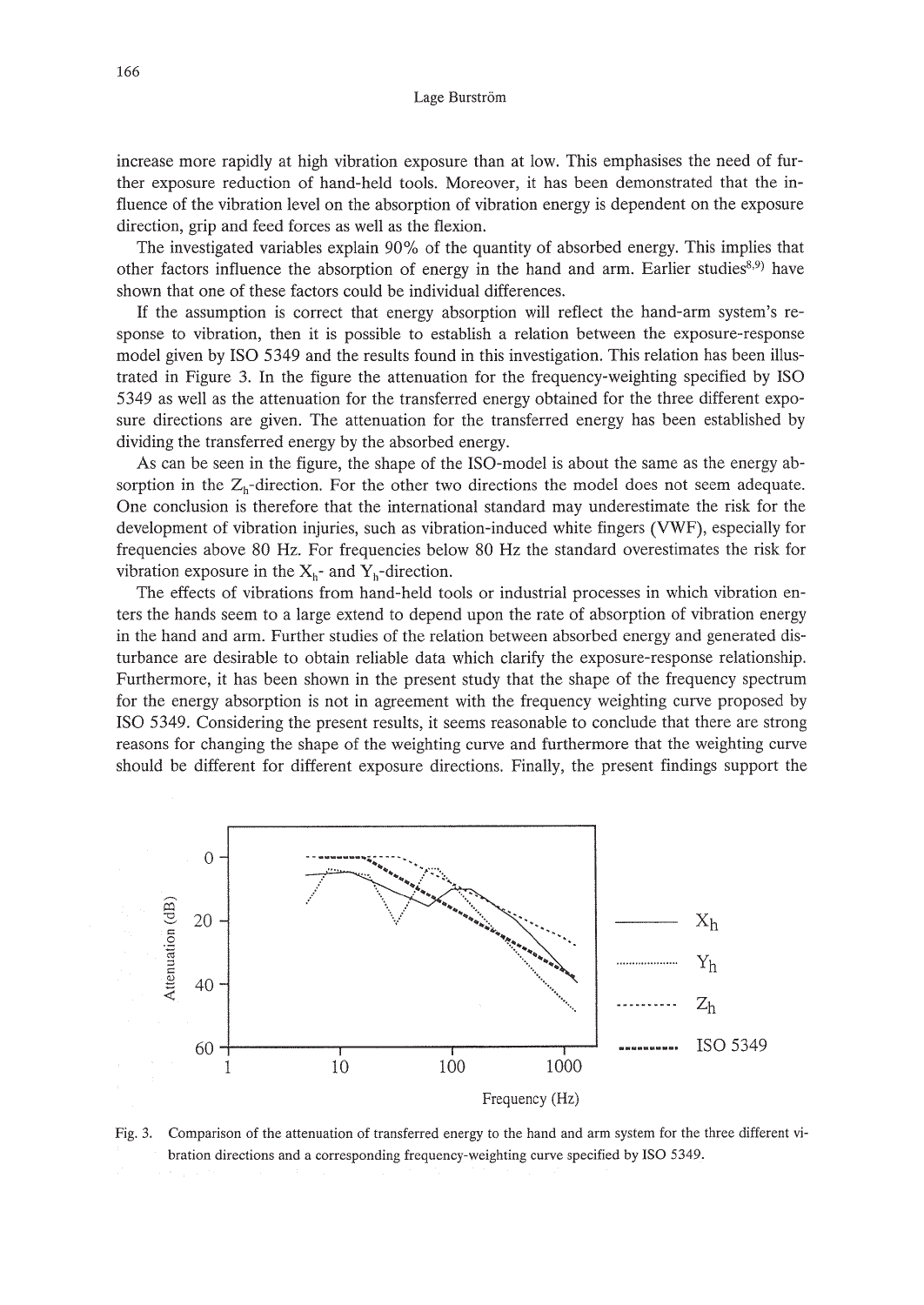increase more rapidly at high vibration exposure than at low. This emphasises the need of further exposure reduction of hand-held tools. Moreover, it has been demonstrated that the influence of the vibration level on the absorption of vibration energy is dependent on the exposure direction, grip and feed forces as well as the flexion.

The investigated variables explain 90% of the quantity of absorbed energy. This implies that other factors influence the absorption of energy in the hand and arm. Earlier studies[8,9] have shown that one of these factors could be individual differences.

If the assumption is correct that energy absorption will reflect the hand-arm system's response to vibration, then it is possible to establish a relation between the exposure-response model given by ISO 5349 and the results found in this investigation. This relation has been illustrated in Figure 3. In the figure the attenuation for the frequency-weighting specified by ISO 5349 as well as the attenuation for the transferred energy obtained for the three different exposure directions are given. The attenuation for the transferred energy has been established by dividing the transferred energy by the absorbed energy.

As can be seen in the figure, the shape of the ISO-model is about the same as the energy absorption in the $Z_h$-direction. For the other two directions the model does not seem adequate. One conclusion is therefore that the international standard may underestimate the risk for the development of vibration injuries, such as vibration-induced white fingers (VWF), especially for frequencies above 80 Hz. For frequencies below 80 Hz the standard overestimates the risk for vibration exposure in the $X_h$- and $Y_h$-direction.

The effects of vibrations from hand-held tools or industrial processes in which vibration enters the hands seem to a large extend to depend upon the rate of absorption of vibration energy in the hand and arm. Further studies of the relation between absorbed energy and generated disturbance are desirable to obtain reliable data which clarify the exposure-response relationship. Furthermore, it has been shown in the present study that the shape of the frequency spectrum for the energy absorption is not in agreement with the frequency weighting curve proposed by ISO 5349. Considering the present results, it seems reasonable to conclude that there are strong reasons for changing the shape of the weighting curve and furthermore that the weighting curve should be different for different exposure directions. Finally, the present findings support the

Fig. 3. Comparison of the attenuation of transferred energy to the hand and arm system for the three different vibration directions and a corresponding frequency-weighting curve specified by ISO 5349.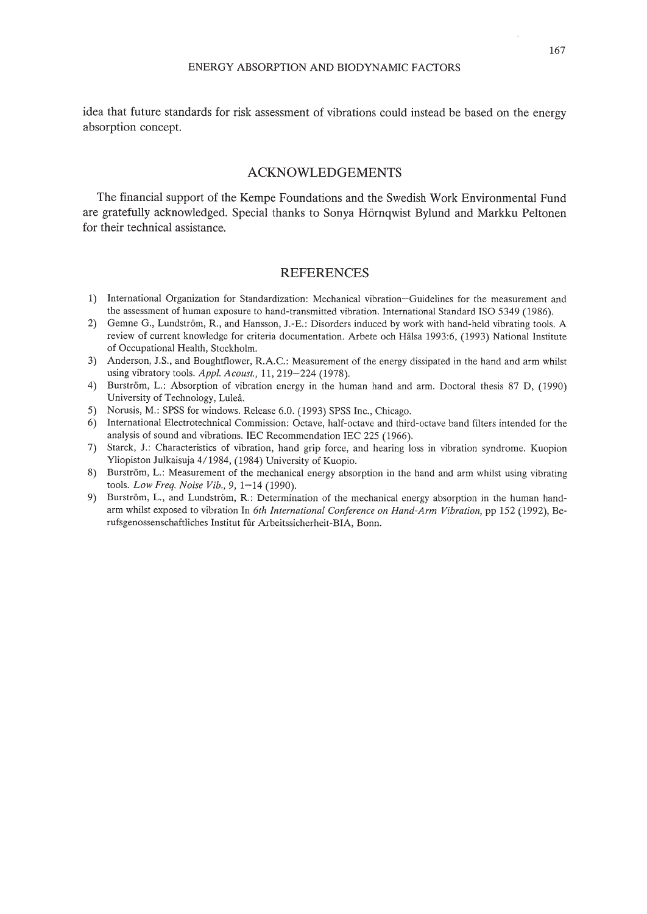idea that future standards for risk assessment of vibrations could instead be based on the energy absorption concept.

## ACKNOWLEDGEMENTS

The financial support of the Kempe Foundations and the Swedish Work Environmental Fund are gratefully acknowledged. Special thanks to Sonya Hörnqwist Bylund and Markku Peltonen for their technical assistance.

## REFERENCES

1) International Organization for Standardization: Mechanical vibration—Guidelines for the measurement and the assessment of human exposure to hand-transmitted vibration. International Standard ISO 5349 (1986).
2) Gemne G., Lundström, R., and Hansson, J.-E.: Disorders induced by work with hand-held vibrating tools. A review of current knowledge for criteria documentation. Arbete och Hälsa 1993:6, (1993) National Institute of Occupational Health, Stockholm.
3) Anderson, J.S., and Boughtflower, R.A.C.: Measurement of the energy dissipated in the hand and arm whilst using vibratory tools. *Appl. Acoust.,* 11, 219—224 (1978).
4) Burström, L.: Absorption of vibration energy in the human hand and arm. Doctoral thesis 87 D, (1990) University of Technology, Luleå.
5) Norusis, M.: SPSS for windows. Release 6.0. (1993) SPSS Inc., Chicago.
6) International Electrotechnical Commission: Octave, half-octave and third-octave band filters intended for the analysis of sound and vibrations. IEC Recommendation IEC 225 (1966).
7) Starck, J.: Characteristics of vibration, hand grip force, and hearing loss in vibration syndrome. Kuopion Yliopiston Julkaisuja 4/1984, (1984) University of Kuopio.
8) Burström, L.: Measurement of the mechanical energy absorption in the hand and arm whilst using vibrating tools. *Low Freq. Noise Vib.,* 9, 1—14 (1990).
9) Burström, L., and Lundström, R.: Determination of the mechanical energy absorption in the human hand-arm whilst exposed to vibration In *6th International Conference on Hand-Arm Vibration,* pp 152 (1992), Berufsgenossenschaftliches Institut für Arbeitssicherheit-BIA, Bonn.